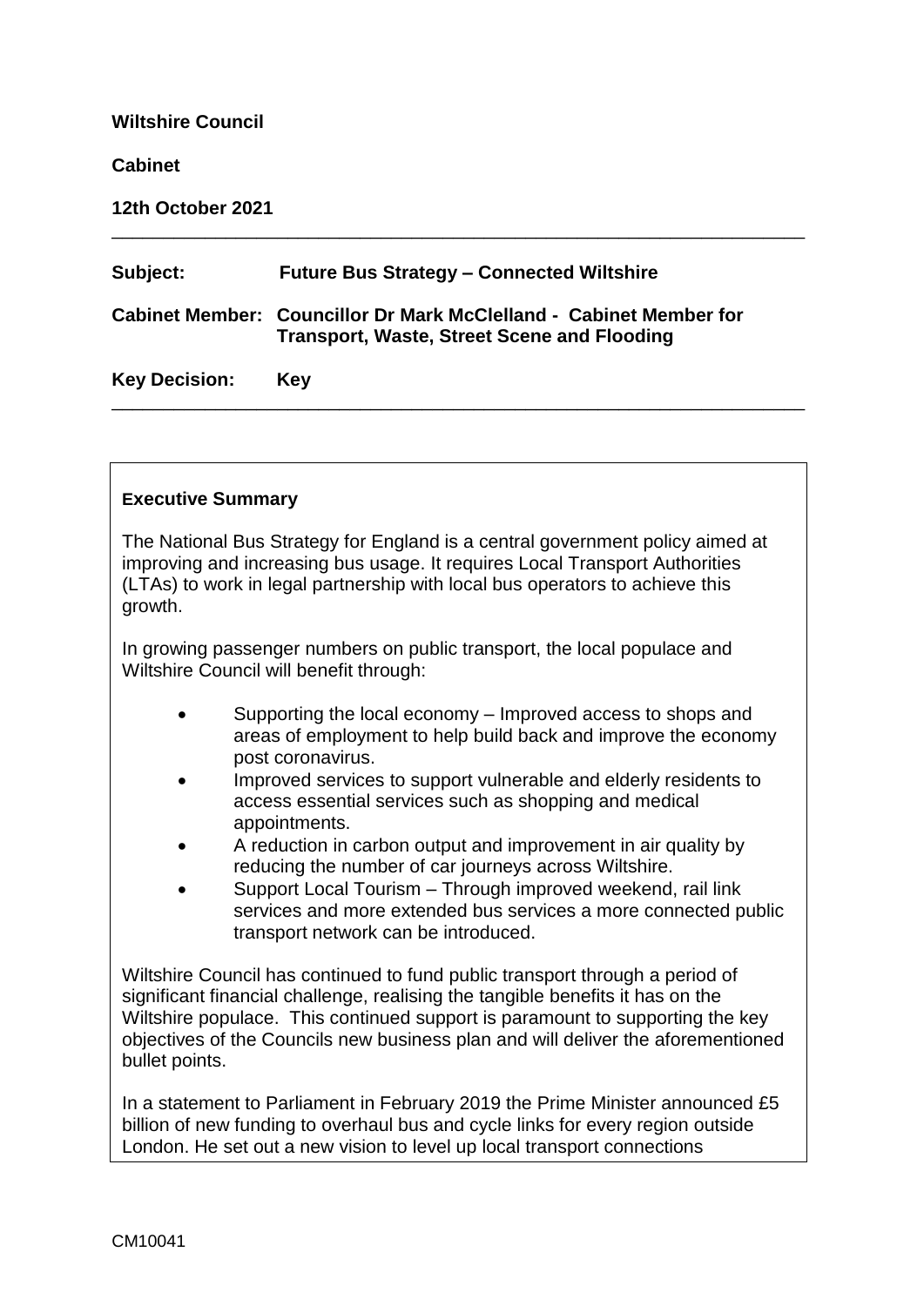**Wiltshire Council**

**Cabinet**

**12th October 2021**

---

| | |
|---|---|
| **Subject:** | **Future Bus Strategy – Connected Wiltshire** |
| **Cabinet Member:** | **Councillor Dr Mark McClelland - Cabinet Member for Transport, Waste, Street Scene and Flooding** |
| **Key Decision:** | **Key** |

---

**Executive Summary**

The National Bus Strategy for England is a central government policy aimed at improving and increasing bus usage. It requires Local Transport Authorities (LTAs) to work in legal partnership with local bus operators to achieve this growth.

In growing passenger numbers on public transport, the local populace and Wiltshire Council will benefit through:

- Supporting the local economy – Improved access to shops and areas of employment to help build back and improve the economy post coronavirus.
- Improved services to support vulnerable and elderly residents to access essential services such as shopping and medical appointments.
- A reduction in carbon output and improvement in air quality by reducing the number of car journeys across Wiltshire.
- Support Local Tourism – Through improved weekend, rail link services and more extended bus services a more connected public transport network can be introduced.

Wiltshire Council has continued to fund public transport through a period of significant financial challenge, realising the tangible benefits it has on the Wiltshire populace. This continued support is paramount to supporting the key objectives of the Councils new business plan and will deliver the aforementioned bullet points.

In a statement to Parliament in February 2019 the Prime Minister announced £5 billion of new funding to overhaul bus and cycle links for every region outside London. He set out a new vision to level up local transport connections

CM10041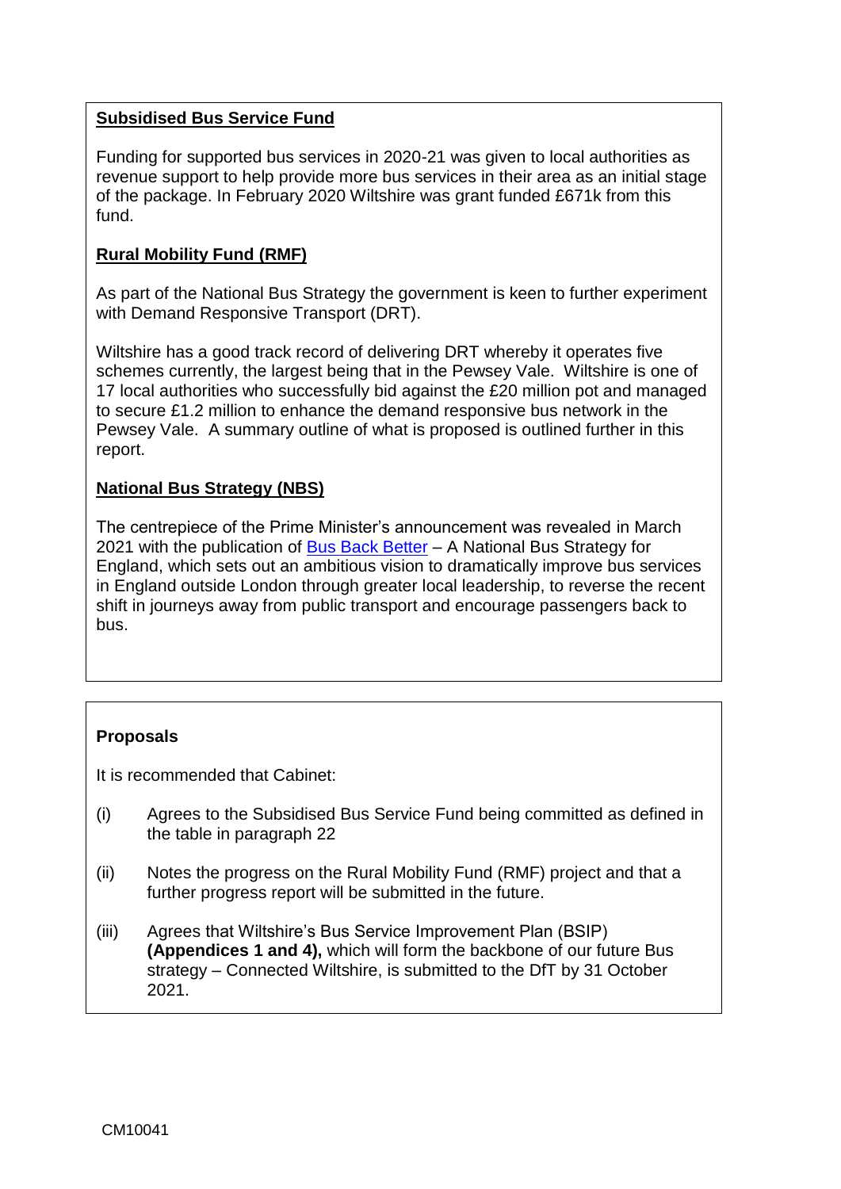**Subsidised Bus Service Fund**

Funding for supported bus services in 2020-21 was given to local authorities as revenue support to help provide more bus services in their area as an initial stage of the package. In February 2020 Wiltshire was grant funded £671k from this fund.

**Rural Mobility Fund (RMF)**

As part of the National Bus Strategy the government is keen to further experiment with Demand Responsive Transport (DRT).

Wiltshire has a good track record of delivering DRT whereby it operates five schemes currently, the largest being that in the Pewsey Vale. Wiltshire is one of 17 local authorities who successfully bid against the £20 million pot and managed to secure £1.2 million to enhance the demand responsive bus network in the Pewsey Vale. A summary outline of what is proposed is outlined further in this report.

**National Bus Strategy (NBS)**

The centrepiece of the Prime Minister's announcement was revealed in March 2021 with the publication of Bus Back Better – A National Bus Strategy for England, which sets out an ambitious vision to dramatically improve bus services in England outside London through greater local leadership, to reverse the recent shift in journeys away from public transport and encourage passengers back to bus.

**Proposals**

It is recommended that Cabinet:

(i) Agrees to the Subsidised Bus Service Fund being committed as defined in the table in paragraph 22

(ii) Notes the progress on the Rural Mobility Fund (RMF) project and that a further progress report will be submitted in the future.

(iii) Agrees that Wiltshire's Bus Service Improvement Plan (BSIP) **(Appendices 1 and 4),** which will form the backbone of our future Bus strategy – Connected Wiltshire, is submitted to the DfT by 31 October 2021.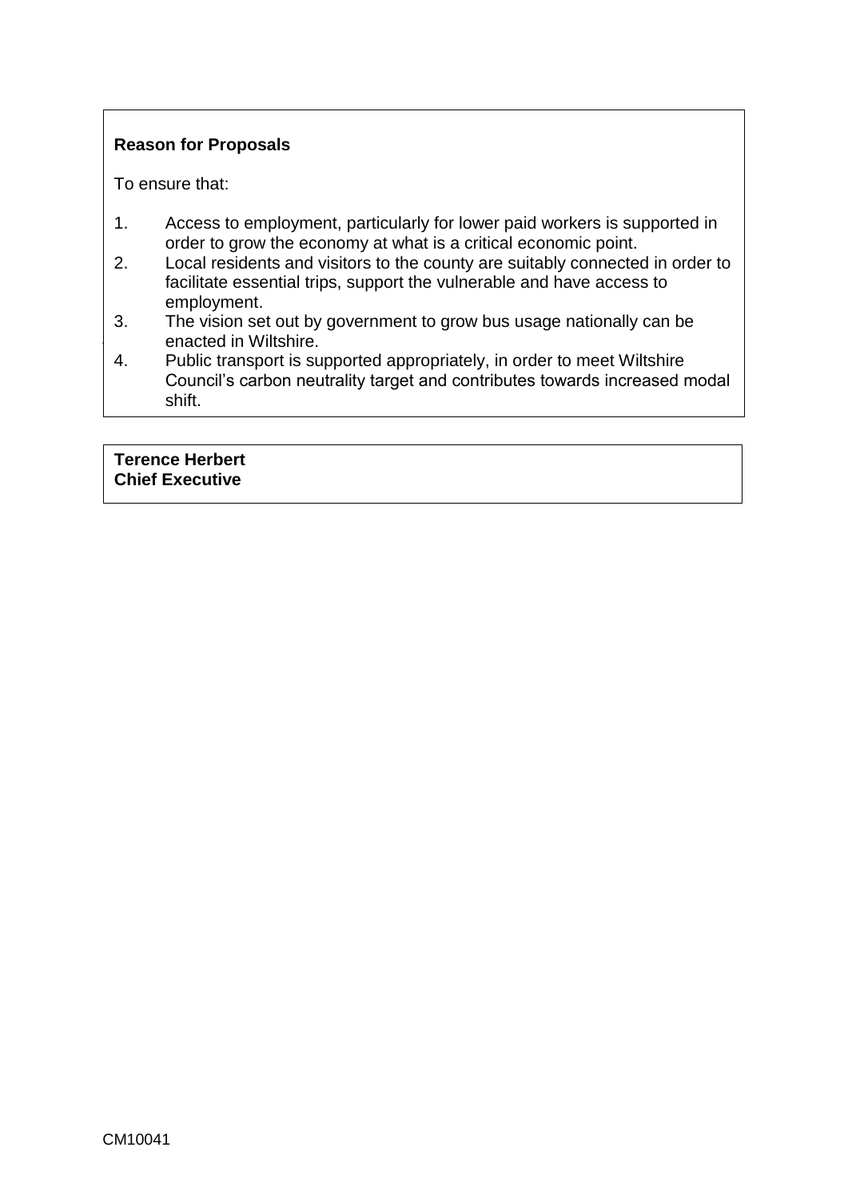**Reason for Proposals**

To ensure that:

1. Access to employment, particularly for lower paid workers is supported in order to grow the economy at what is a critical economic point.
2. Local residents and visitors to the county are suitably connected in order to facilitate essential trips, support the vulnerable and have access to employment.
3. The vision set out by government to grow bus usage nationally can be enacted in Wiltshire.
4. Public transport is supported appropriately, in order to meet Wiltshire Council's carbon neutrality target and contributes towards increased modal shift.

**Terence Herbert**
**Chief Executive**

CM10041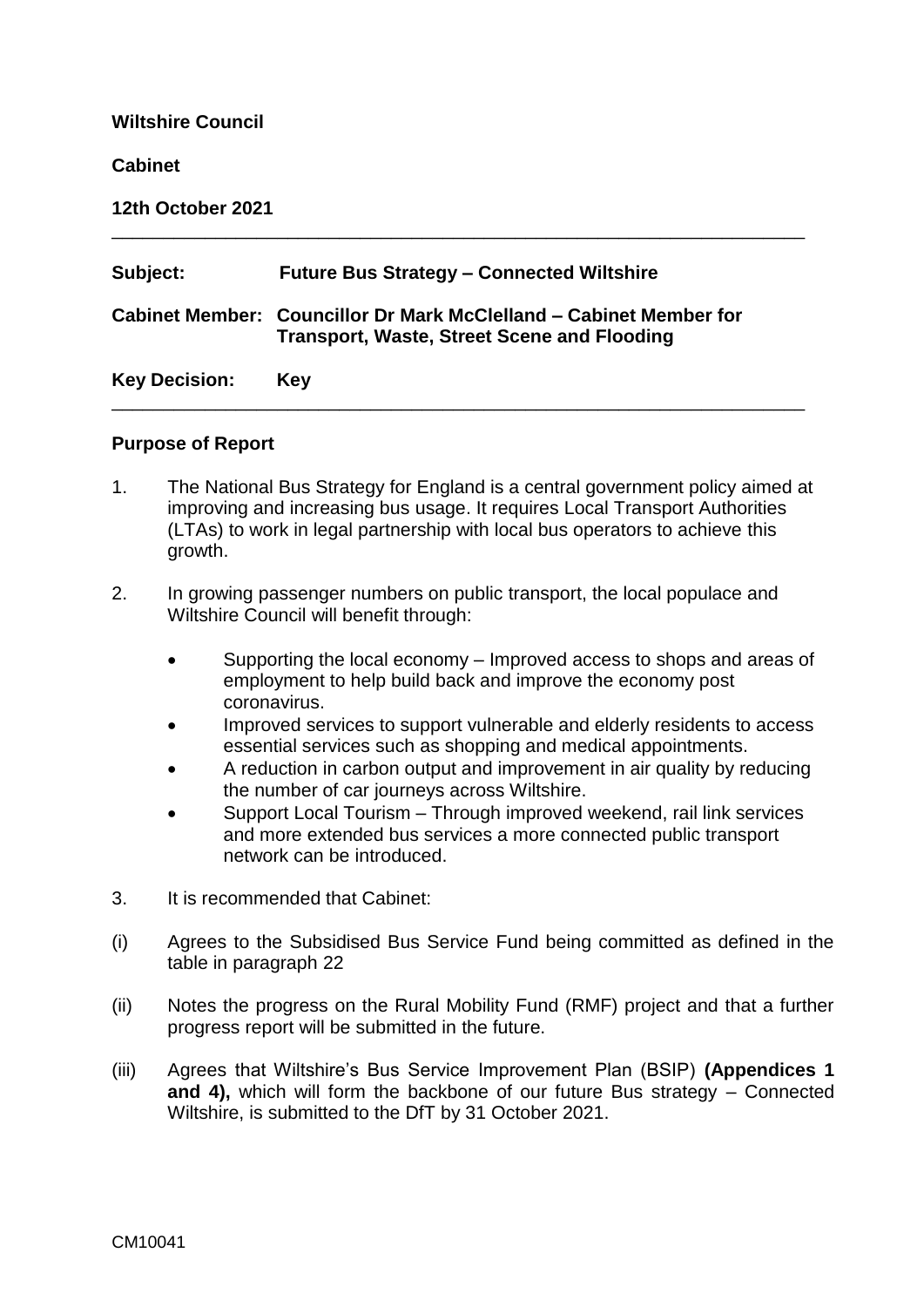**Wiltshire Council**

**Cabinet**

**12th October 2021**

---

| | |
|---|---|
| **Subject:** | **Future Bus Strategy – Connected Wiltshire** |
| **Cabinet Member:** | **Councillor Dr Mark McClelland – Cabinet Member for Transport, Waste, Street Scene and Flooding** |
| **Key Decision:** | **Key** |

---

**Purpose of Report**

1. The National Bus Strategy for England is a central government policy aimed at improving and increasing bus usage. It requires Local Transport Authorities (LTAs) to work in legal partnership with local bus operators to achieve this growth.

2. In growing passenger numbers on public transport, the local populace and Wiltshire Council will benefit through:

   - Supporting the local economy – Improved access to shops and areas of employment to help build back and improve the economy post coronavirus.
   - Improved services to support vulnerable and elderly residents to access essential services such as shopping and medical appointments.
   - A reduction in carbon output and improvement in air quality by reducing the number of car journeys across Wiltshire.
   - Support Local Tourism – Through improved weekend, rail link services and more extended bus services a more connected public transport network can be introduced.

3. It is recommended that Cabinet:

(i) Agrees to the Subsidised Bus Service Fund being committed as defined in the table in paragraph 22

(ii) Notes the progress on the Rural Mobility Fund (RMF) project and that a further progress report will be submitted in the future.

(iii) Agrees that Wiltshire's Bus Service Improvement Plan (BSIP) **(Appendices 1 and 4),** which will form the backbone of our future Bus strategy – Connected Wiltshire, is submitted to the DfT by 31 October 2021.

CM10041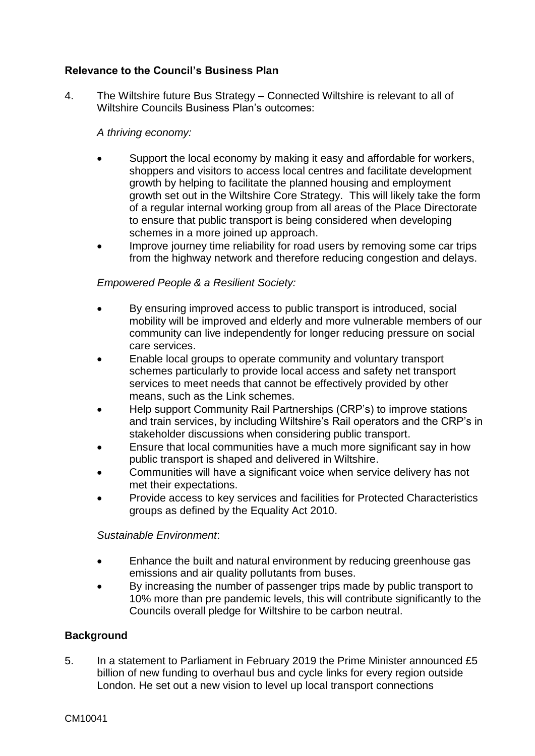## Relevance to the Council's Business Plan

4. The Wiltshire future Bus Strategy – Connected Wiltshire is relevant to all of Wiltshire Councils Business Plan's outcomes:

   *A thriving economy:*

   - Support the local economy by making it easy and affordable for workers, shoppers and visitors to access local centres and facilitate development growth by helping to facilitate the planned housing and employment growth set out in the Wiltshire Core Strategy. This will likely take the form of a regular internal working group from all areas of the Place Directorate to ensure that public transport is being considered when developing schemes in a more joined up approach.
   - Improve journey time reliability for road users by removing some car trips from the highway network and therefore reducing congestion and delays.

   *Empowered People & a Resilient Society:*

   - By ensuring improved access to public transport is introduced, social mobility will be improved and elderly and more vulnerable members of our community can live independently for longer reducing pressure on social care services.
   - Enable local groups to operate community and voluntary transport schemes particularly to provide local access and safety net transport services to meet needs that cannot be effectively provided by other means, such as the Link schemes.
   - Help support Community Rail Partnerships (CRP's) to improve stations and train services, by including Wiltshire's Rail operators and the CRP's in stakeholder discussions when considering public transport.
   - Ensure that local communities have a much more significant say in how public transport is shaped and delivered in Wiltshire.
   - Communities will have a significant voice when service delivery has not met their expectations.
   - Provide access to key services and facilities for Protected Characteristics groups as defined by the Equality Act 2010.

   *Sustainable Environment*:

   - Enhance the built and natural environment by reducing greenhouse gas emissions and air quality pollutants from buses.
   - By increasing the number of passenger trips made by public transport to 10% more than pre pandemic levels, this will contribute significantly to the Councils overall pledge for Wiltshire to be carbon neutral.

## Background

5. In a statement to Parliament in February 2019 the Prime Minister announced £5 billion of new funding to overhaul bus and cycle links for every region outside London. He set out a new vision to level up local transport connections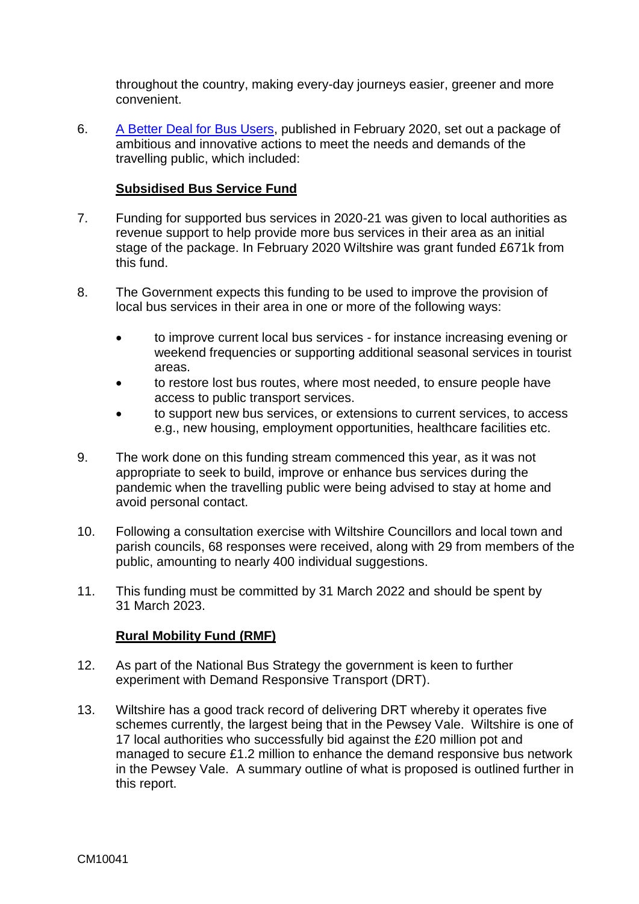throughout the country, making every-day journeys easier, greener and more convenient.

6. [A Better Deal for Bus Users](), published in February 2020, set out a package of ambitious and innovative actions to meet the needs and demands of the travelling public, which included:

**Subsidised Bus Service Fund**

7. Funding for supported bus services in 2020-21 was given to local authorities as revenue support to help provide more bus services in their area as an initial stage of the package. In February 2020 Wiltshire was grant funded £671k from this fund.

8. The Government expects this funding to be used to improve the provision of local bus services in their area in one or more of the following ways:

   - to improve current local bus services - for instance increasing evening or weekend frequencies or supporting additional seasonal services in tourist areas.
   - to restore lost bus routes, where most needed, to ensure people have access to public transport services.
   - to support new bus services, or extensions to current services, to access e.g., new housing, employment opportunities, healthcare facilities etc.

9. The work done on this funding stream commenced this year, as it was not appropriate to seek to build, improve or enhance bus services during the pandemic when the travelling public were being advised to stay at home and avoid personal contact.

10. Following a consultation exercise with Wiltshire Councillors and local town and parish councils, 68 responses were received, along with 29 from members of the public, amounting to nearly 400 individual suggestions.

11. This funding must be committed by 31 March 2022 and should be spent by 31 March 2023.

**Rural Mobility Fund (RMF)**

12. As part of the National Bus Strategy the government is keen to further experiment with Demand Responsive Transport (DRT).

13. Wiltshire has a good track record of delivering DRT whereby it operates five schemes currently, the largest being that in the Pewsey Vale. Wiltshire is one of 17 local authorities who successfully bid against the £20 million pot and managed to secure £1.2 million to enhance the demand responsive bus network in the Pewsey Vale. A summary outline of what is proposed is outlined further in this report.

CM10041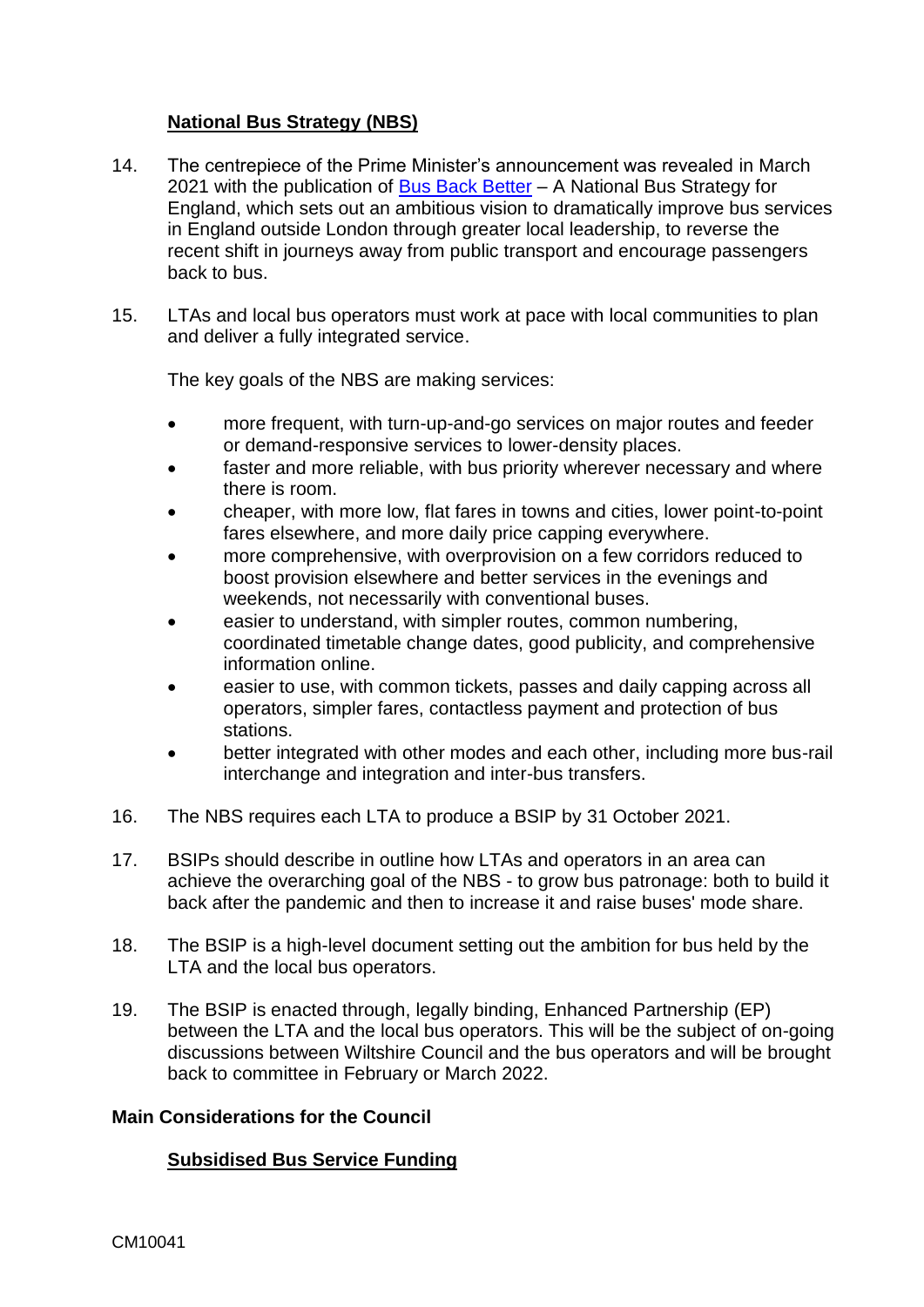## National Bus Strategy (NBS)

14. The centrepiece of the Prime Minister's announcement was revealed in March 2021 with the publication of [Bus Back Better](Bus Back Better) – A National Bus Strategy for England, which sets out an ambitious vision to dramatically improve bus services in England outside London through greater local leadership, to reverse the recent shift in journeys away from public transport and encourage passengers back to bus.

15. LTAs and local bus operators must work at pace with local communities to plan and deliver a fully integrated service.

    The key goals of the NBS are making services:

    - more frequent, with turn-up-and-go services on major routes and feeder or demand-responsive services to lower-density places.
    - faster and more reliable, with bus priority wherever necessary and where there is room.
    - cheaper, with more low, flat fares in towns and cities, lower point-to-point fares elsewhere, and more daily price capping everywhere.
    - more comprehensive, with overprovision on a few corridors reduced to boost provision elsewhere and better services in the evenings and weekends, not necessarily with conventional buses.
    - easier to understand, with simpler routes, common numbering, coordinated timetable change dates, good publicity, and comprehensive information online.
    - easier to use, with common tickets, passes and daily capping across all operators, simpler fares, contactless payment and protection of bus stations.
    - better integrated with other modes and each other, including more bus-rail interchange and integration and inter-bus transfers.

16. The NBS requires each LTA to produce a BSIP by 31 October 2021.

17. BSIPs should describe in outline how LTAs and operators in an area can achieve the overarching goal of the NBS - to grow bus patronage: both to build it back after the pandemic and then to increase it and raise buses' mode share.

18. The BSIP is a high-level document setting out the ambition for bus held by the LTA and the local bus operators.

19. The BSIP is enacted through, legally binding, Enhanced Partnership (EP) between the LTA and the local bus operators. This will be the subject of on-going discussions between Wiltshire Council and the bus operators and will be brought back to committee in February or March 2022.

**Main Considerations for the Council**

## Subsidised Bus Service Funding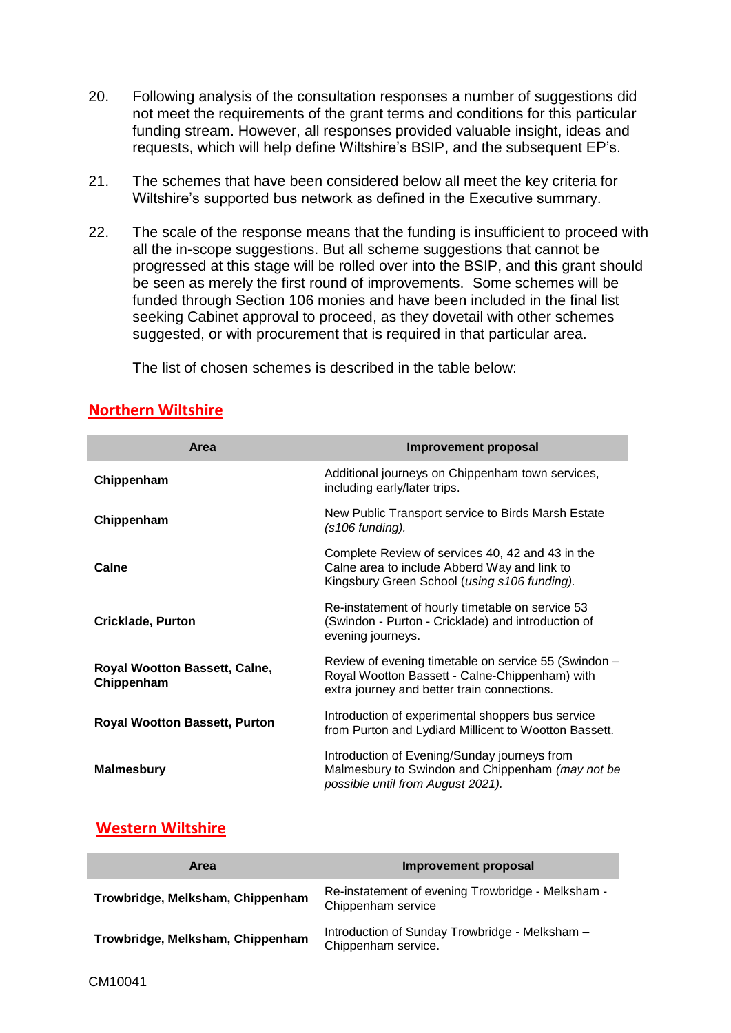20. Following analysis of the consultation responses a number of suggestions did not meet the requirements of the grant terms and conditions for this particular funding stream. However, all responses provided valuable insight, ideas and requests, which will help define Wiltshire's BSIP, and the subsequent EP's.

21. The schemes that have been considered below all meet the key criteria for Wiltshire's supported bus network as defined in the Executive summary.

22. The scale of the response means that the funding is insufficient to proceed with all the in-scope suggestions. But all scheme suggestions that cannot be progressed at this stage will be rolled over into the BSIP, and this grant should be seen as merely the first round of improvements. Some schemes will be funded through Section 106 monies and have been included in the final list seeking Cabinet approval to proceed, as they dovetail with other schemes suggested, or with procurement that is required in that particular area.

    The list of chosen schemes is described in the table below:

## Northern Wiltshire

| Area | Improvement proposal |
| --- | --- |
| **Chippenham** | Additional journeys on Chippenham town services, including early/later trips. |
| **Chippenham** | New Public Transport service to Birds Marsh Estate *(s106 funding).* |
| **Calne** | Complete Review of services 40, 42 and 43 in the Calne area to include Abberd Way and link to Kingsbury Green School (*using s106 funding).* |
| **Cricklade, Purton** | Re-instatement of hourly timetable on service 53 (Swindon - Purton - Cricklade) and introduction of evening journeys. |
| **Royal Wootton Bassett, Calne, Chippenham** | Review of evening timetable on service 55 (Swindon – Royal Wootton Bassett - Calne-Chippenham) with extra journey and better train connections. |
| **Royal Wootton Bassett, Purton** | Introduction of experimental shoppers bus service from Purton and Lydiard Millicent to Wootton Bassett. |
| **Malmesbury** | Introduction of Evening/Sunday journeys from Malmesbury to Swindon and Chippenham *(may not be possible until from August 2021).* |

## Western Wiltshire

| Area | Improvement proposal |
| --- | --- |
| **Trowbridge, Melksham, Chippenham** | Re-instatement of evening Trowbridge - Melksham - Chippenham service |
| **Trowbridge, Melksham, Chippenham** | Introduction of Sunday Trowbridge - Melksham – Chippenham service. |

CM10041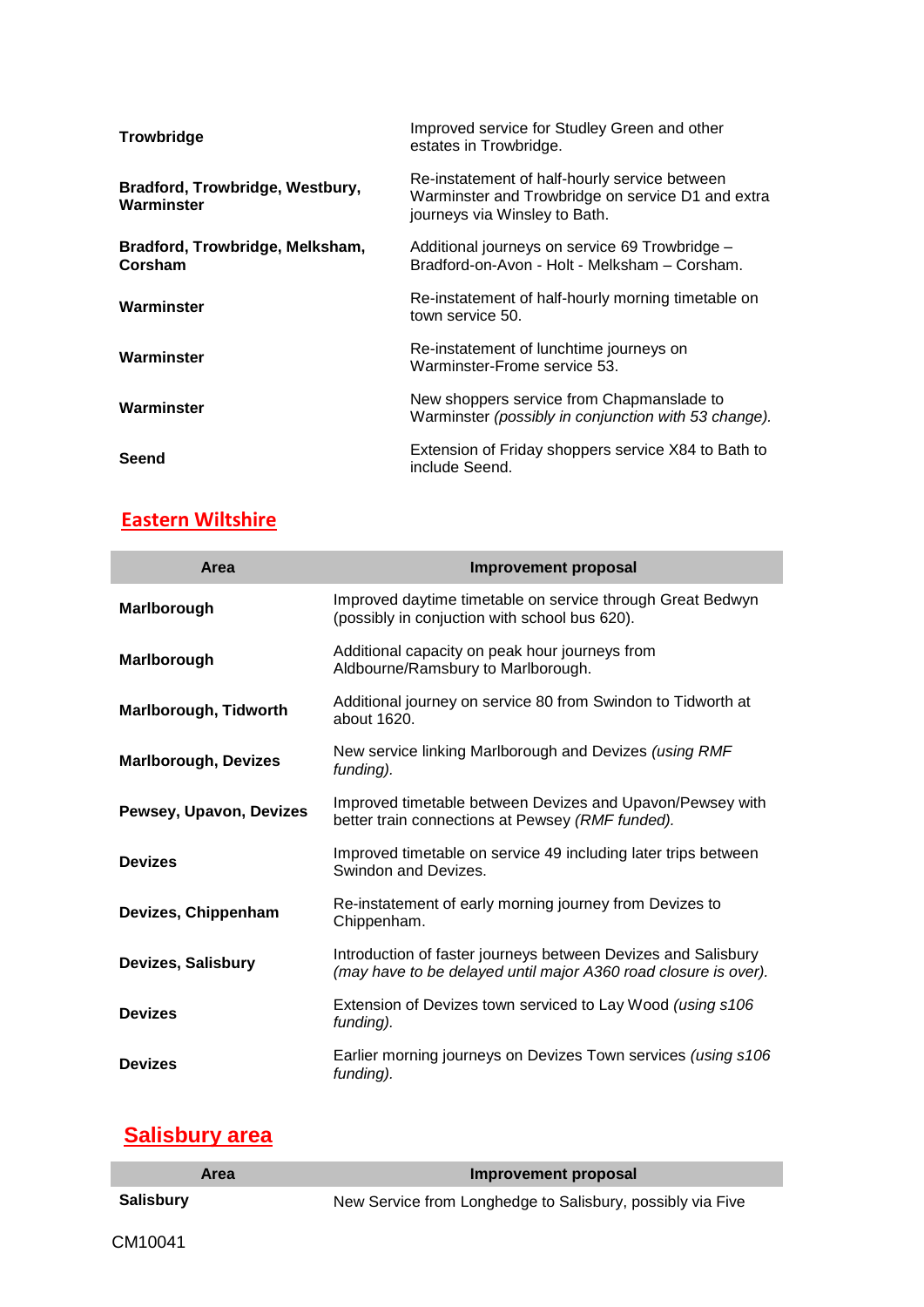| | |
|---|---|
| **Trowbridge** | Improved service for Studley Green and other estates in Trowbridge. |
| **Bradford, Trowbridge, Westbury, Warminster** | Re-instatement of half-hourly service between Warminster and Trowbridge on service D1 and extra journeys via Winsley to Bath. |
| **Bradford, Trowbridge, Melksham, Corsham** | Additional journeys on service 69 Trowbridge – Bradford-on-Avon - Holt - Melksham – Corsham. |
| **Warminster** | Re-instatement of half-hourly morning timetable on town service 50. |
| **Warminster** | Re-instatement of lunchtime journeys on Warminster-Frome service 53. |
| **Warminster** | New shoppers service from Chapmanslade to Warminster *(possibly in conjunction with 53 change).* |
| **Seend** | Extension of Friday shoppers service X84 to Bath to include Seend. |

## Eastern Wiltshire

| Area | Improvement proposal |
|---|---|
| **Marlborough** | Improved daytime timetable on service through Great Bedwyn (possibly in conjuction with school bus 620). |
| **Marlborough** | Additional capacity on peak hour journeys from Aldbourne/Ramsbury to Marlborough. |
| **Marlborough, Tidworth** | Additional journey on service 80 from Swindon to Tidworth at about 1620. |
| **Marlborough, Devizes** | New service linking Marlborough and Devizes *(using RMF funding).* |
| **Pewsey, Upavon, Devizes** | Improved timetable between Devizes and Upavon/Pewsey with better train connections at Pewsey *(RMF funded).* |
| **Devizes** | Improved timetable on service 49 including later trips between Swindon and Devizes. |
| **Devizes, Chippenham** | Re-instatement of early morning journey from Devizes to Chippenham. |
| **Devizes, Salisbury** | Introduction of faster journeys between Devizes and Salisbury *(may have to be delayed until major A360 road closure is over).* |
| **Devizes** | Extension of Devizes town serviced to Lay Wood *(using s106 funding).* |
| **Devizes** | Earlier morning journeys on Devizes Town services *(using s106 funding).* |

## Salisbury area

| Area | Improvement proposal |
|---|---|
| **Salisbury** | New Service from Longhedge to Salisbury, possibly via Five |

CM10041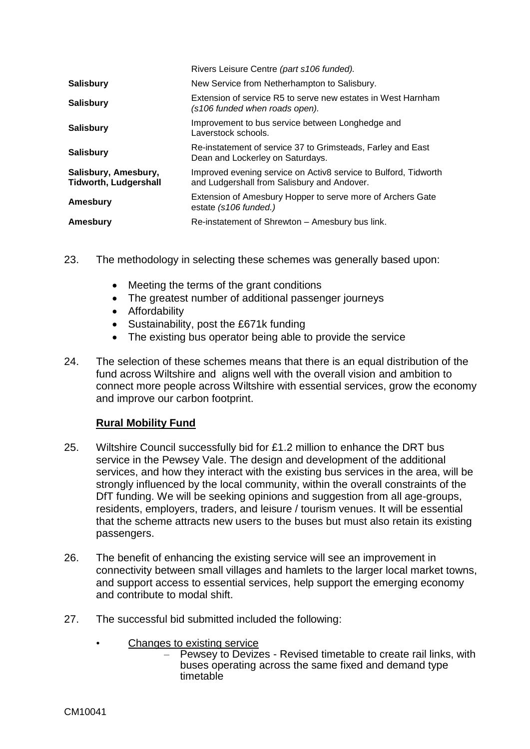| | |
|---|---|
| | Rivers Leisure Centre *(part s106 funded).* |
| **Salisbury** | New Service from Netherhampton to Salisbury. |
| **Salisbury** | Extension of service R5 to serve new estates in West Harnham *(s106 funded when roads open).* |
| **Salisbury** | Improvement to bus service between Longhedge and Laverstock schools. |
| **Salisbury** | Re-instatement of service 37 to Grimsteads, Farley and East Dean and Lockerley on Saturdays. |
| **Salisbury, Amesbury, Tidworth, Ludgershall** | Improved evening service on Activ8 service to Bulford, Tidworth and Ludgershall from Salisbury and Andover. |
| **Amesbury** | Extension of Amesbury Hopper to serve more of Archers Gate estate *(s106 funded.)* |
| **Amesbury** | Re-instatement of Shrewton – Amesbury bus link. |

23. The methodology in selecting these schemes was generally based upon:

    - Meeting the terms of the grant conditions
    - The greatest number of additional passenger journeys
    - Affordability
    - Sustainability, post the £671k funding
    - The existing bus operator being able to provide the service

24. The selection of these schemes means that there is an equal distribution of the fund across Wiltshire and aligns well with the overall vision and ambition to connect more people across Wiltshire with essential services, grow the economy and improve our carbon footprint.

**Rural Mobility Fund**

25. Wiltshire Council successfully bid for £1.2 million to enhance the DRT bus service in the Pewsey Vale. The design and development of the additional services, and how they interact with the existing bus services in the area, will be strongly influenced by the local community, within the overall constraints of the DfT funding. We will be seeking opinions and suggestion from all age-groups, residents, employers, traders, and leisure / tourism venues. It will be essential that the scheme attracts new users to the buses but must also retain its existing passengers.

26. The benefit of enhancing the existing service will see an improvement in connectivity between small villages and hamlets to the larger local market towns, and support access to essential services, help support the emerging economy and contribute to modal shift.

27. The successful bid submitted included the following:

    - Changes to existing service
        - Pewsey to Devizes - Revised timetable to create rail links, with buses operating across the same fixed and demand type timetable

CM10041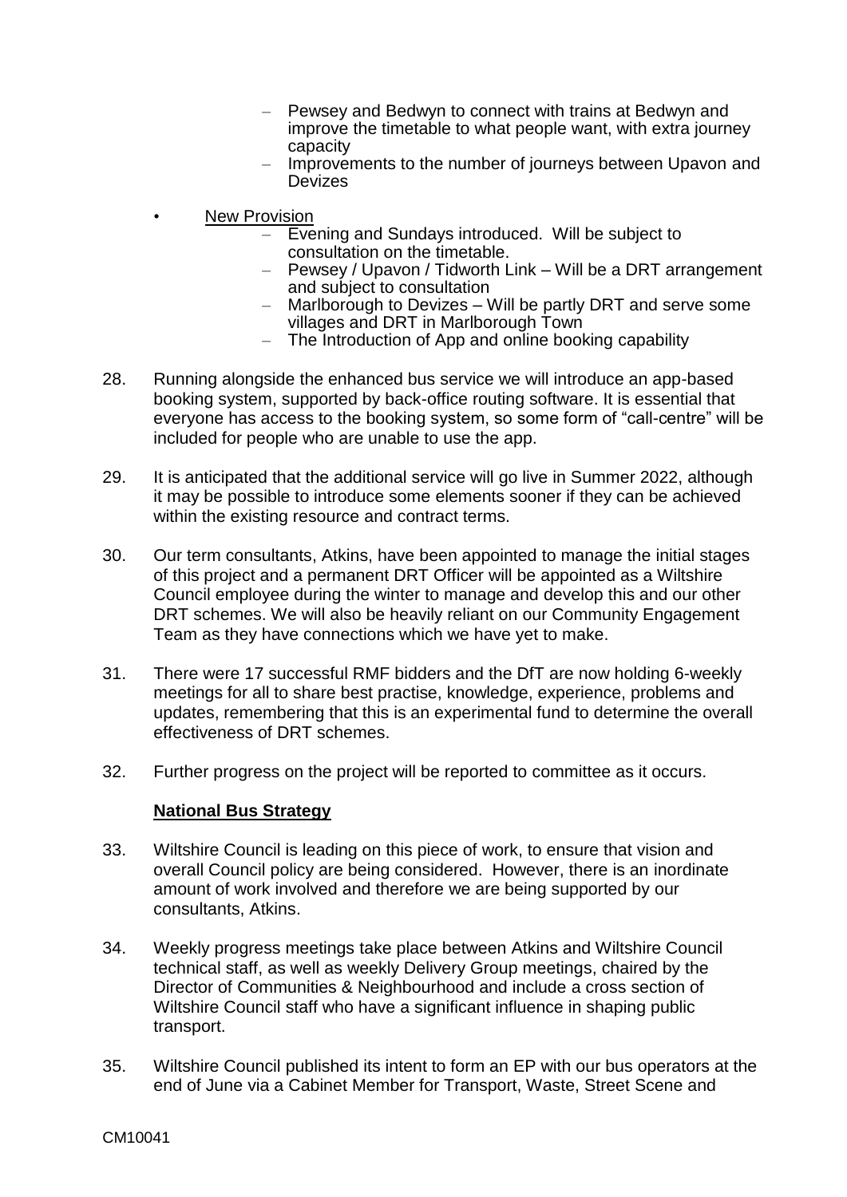- Pewsey and Bedwyn to connect with trains at Bedwyn and improve the timetable to what people want, with extra journey capacity
  - Improvements to the number of journeys between Upavon and Devizes

- New Provision
  - Evening and Sundays introduced. Will be subject to consultation on the timetable.
  - Pewsey / Upavon / Tidworth Link – Will be a DRT arrangement and subject to consultation
  - Marlborough to Devizes – Will be partly DRT and serve some villages and DRT in Marlborough Town
  - The Introduction of App and online booking capability

28. Running alongside the enhanced bus service we will introduce an app-based booking system, supported by back-office routing software. It is essential that everyone has access to the booking system, so some form of "call-centre" will be included for people who are unable to use the app.

29. It is anticipated that the additional service will go live in Summer 2022, although it may be possible to introduce some elements sooner if they can be achieved within the existing resource and contract terms.

30. Our term consultants, Atkins, have been appointed to manage the initial stages of this project and a permanent DRT Officer will be appointed as a Wiltshire Council employee during the winter to manage and develop this and our other DRT schemes. We will also be heavily reliant on our Community Engagement Team as they have connections which we have yet to make.

31. There were 17 successful RMF bidders and the DfT are now holding 6-weekly meetings for all to share best practise, knowledge, experience, problems and updates, remembering that this is an experimental fund to determine the overall effectiveness of DRT schemes.

32. Further progress on the project will be reported to committee as it occurs.

**National Bus Strategy**

33. Wiltshire Council is leading on this piece of work, to ensure that vision and overall Council policy are being considered. However, there is an inordinate amount of work involved and therefore we are being supported by our consultants, Atkins.

34. Weekly progress meetings take place between Atkins and Wiltshire Council technical staff, as well as weekly Delivery Group meetings, chaired by the Director of Communities & Neighbourhood and include a cross section of Wiltshire Council staff who have a significant influence in shaping public transport.

35. Wiltshire Council published its intent to form an EP with our bus operators at the end of June via a Cabinet Member for Transport, Waste, Street Scene and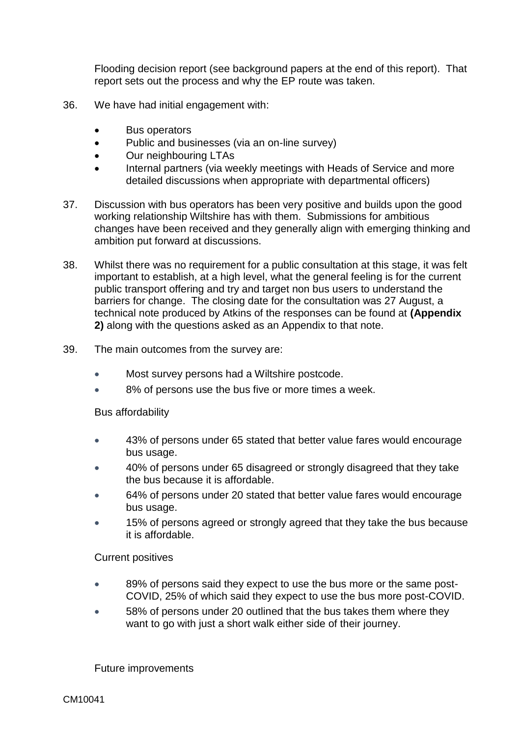Flooding decision report (see background papers at the end of this report). That report sets out the process and why the EP route was taken.

36. We have had initial engagement with:

- Bus operators
- Public and businesses (via an on-line survey)
- Our neighbouring LTAs
- Internal partners (via weekly meetings with Heads of Service and more detailed discussions when appropriate with departmental officers)

37. Discussion with bus operators has been very positive and builds upon the good working relationship Wiltshire has with them. Submissions for ambitious changes have been received and they generally align with emerging thinking and ambition put forward at discussions.

38. Whilst there was no requirement for a public consultation at this stage, it was felt important to establish, at a high level, what the general feeling is for the current public transport offering and try and target non bus users to understand the barriers for change. The closing date for the consultation was 27 August, a technical note produced by Atkins of the responses can be found at **(Appendix 2)** along with the questions asked as an Appendix to that note.

39. The main outcomes from the survey are:

- Most survey persons had a Wiltshire postcode.
- 8% of persons use the bus five or more times a week.

Bus affordability

- 43% of persons under 65 stated that better value fares would encourage bus usage.
- 40% of persons under 65 disagreed or strongly disagreed that they take the bus because it is affordable.
- 64% of persons under 20 stated that better value fares would encourage bus usage.
- 15% of persons agreed or strongly agreed that they take the bus because it is affordable.

Current positives

- 89% of persons said they expect to use the bus more or the same post-COVID, 25% of which said they expect to use the bus more post-COVID.
- 58% of persons under 20 outlined that the bus takes them where they want to go with just a short walk either side of their journey.

Future improvements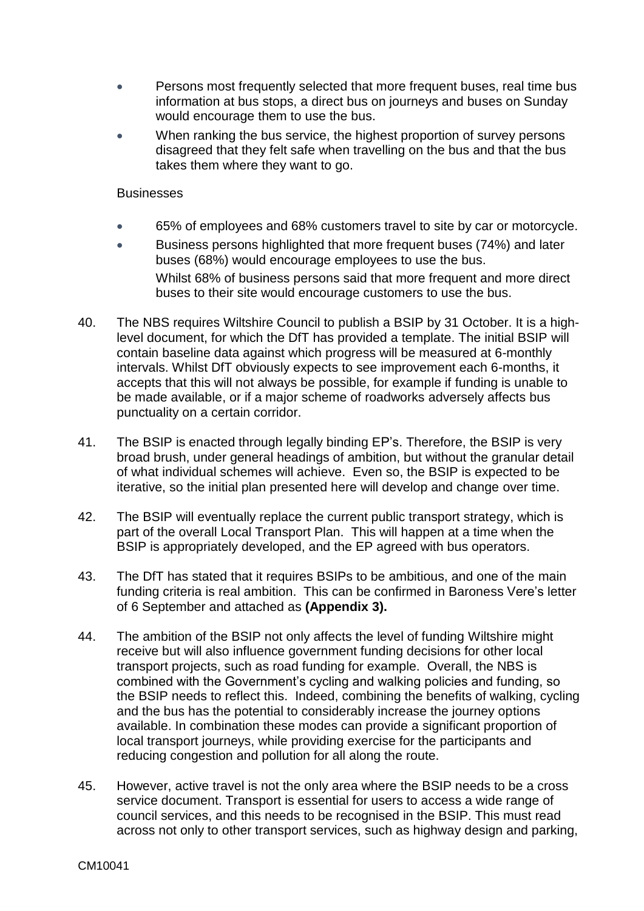- Persons most frequently selected that more frequent buses, real time bus information at bus stops, a direct bus on journeys and buses on Sunday would encourage them to use the bus.
- When ranking the bus service, the highest proportion of survey persons disagreed that they felt safe when travelling on the bus and that the bus takes them where they want to go.

Businesses

- 65% of employees and 68% customers travel to site by car or motorcycle.
- Business persons highlighted that more frequent buses (74%) and later buses (68%) would encourage employees to use the bus.

  Whilst 68% of business persons said that more frequent and more direct buses to their site would encourage customers to use the bus.

40. The NBS requires Wiltshire Council to publish a BSIP by 31 October. It is a high-level document, for which the DfT has provided a template. The initial BSIP will contain baseline data against which progress will be measured at 6-monthly intervals. Whilst DfT obviously expects to see improvement each 6-months, it accepts that this will not always be possible, for example if funding is unable to be made available, or if a major scheme of roadworks adversely affects bus punctuality on a certain corridor.

41. The BSIP is enacted through legally binding EP's. Therefore, the BSIP is very broad brush, under general headings of ambition, but without the granular detail of what individual schemes will achieve. Even so, the BSIP is expected to be iterative, so the initial plan presented here will develop and change over time.

42. The BSIP will eventually replace the current public transport strategy, which is part of the overall Local Transport Plan. This will happen at a time when the BSIP is appropriately developed, and the EP agreed with bus operators.

43. The DfT has stated that it requires BSIPs to be ambitious, and one of the main funding criteria is real ambition. This can be confirmed in Baroness Vere's letter of 6 September and attached as **(Appendix 3).**

44. The ambition of the BSIP not only affects the level of funding Wiltshire might receive but will also influence government funding decisions for other local transport projects, such as road funding for example. Overall, the NBS is combined with the Government's cycling and walking policies and funding, so the BSIP needs to reflect this. Indeed, combining the benefits of walking, cycling and the bus has the potential to considerably increase the journey options available. In combination these modes can provide a significant proportion of local transport journeys, while providing exercise for the participants and reducing congestion and pollution for all along the route.

45. However, active travel is not the only area where the BSIP needs to be a cross service document. Transport is essential for users to access a wide range of council services, and this needs to be recognised in the BSIP. This must read across not only to other transport services, such as highway design and parking,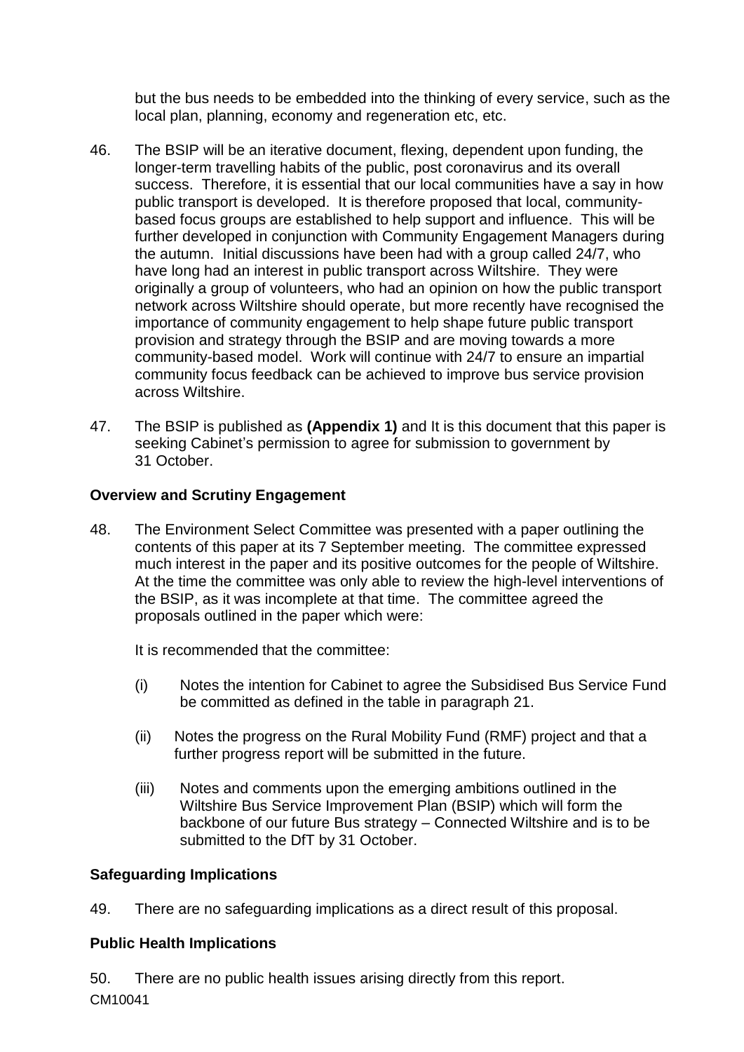but the bus needs to be embedded into the thinking of every service, such as the local plan, planning, economy and regeneration etc, etc.

46. The BSIP will be an iterative document, flexing, dependent upon funding, the longer-term travelling habits of the public, post coronavirus and its overall success. Therefore, it is essential that our local communities have a say in how public transport is developed. It is therefore proposed that local, community-based focus groups are established to help support and influence. This will be further developed in conjunction with Community Engagement Managers during the autumn. Initial discussions have been had with a group called 24/7, who have long had an interest in public transport across Wiltshire. They were originally a group of volunteers, who had an opinion on how the public transport network across Wiltshire should operate, but more recently have recognised the importance of community engagement to help shape future public transport provision and strategy through the BSIP and are moving towards a more community-based model. Work will continue with 24/7 to ensure an impartial community focus feedback can be achieved to improve bus service provision across Wiltshire.

47. The BSIP is published as **(Appendix 1)** and It is this document that this paper is seeking Cabinet's permission to agree for submission to government by 31 October.

**Overview and Scrutiny Engagement**

48. The Environment Select Committee was presented with a paper outlining the contents of this paper at its 7 September meeting. The committee expressed much interest in the paper and its positive outcomes for the people of Wiltshire. At the time the committee was only able to review the high-level interventions of the BSIP, as it was incomplete at that time. The committee agreed the proposals outlined in the paper which were:

    It is recommended that the committee:

    (i) Notes the intention for Cabinet to agree the Subsidised Bus Service Fund be committed as defined in the table in paragraph 21.

    (ii) Notes the progress on the Rural Mobility Fund (RMF) project and that a further progress report will be submitted in the future.

    (iii) Notes and comments upon the emerging ambitions outlined in the Wiltshire Bus Service Improvement Plan (BSIP) which will form the backbone of our future Bus strategy – Connected Wiltshire and is to be submitted to the DfT by 31 October.

**Safeguarding Implications**

49. There are no safeguarding implications as a direct result of this proposal.

**Public Health Implications**

50. There are no public health issues arising directly from this report.

CM10041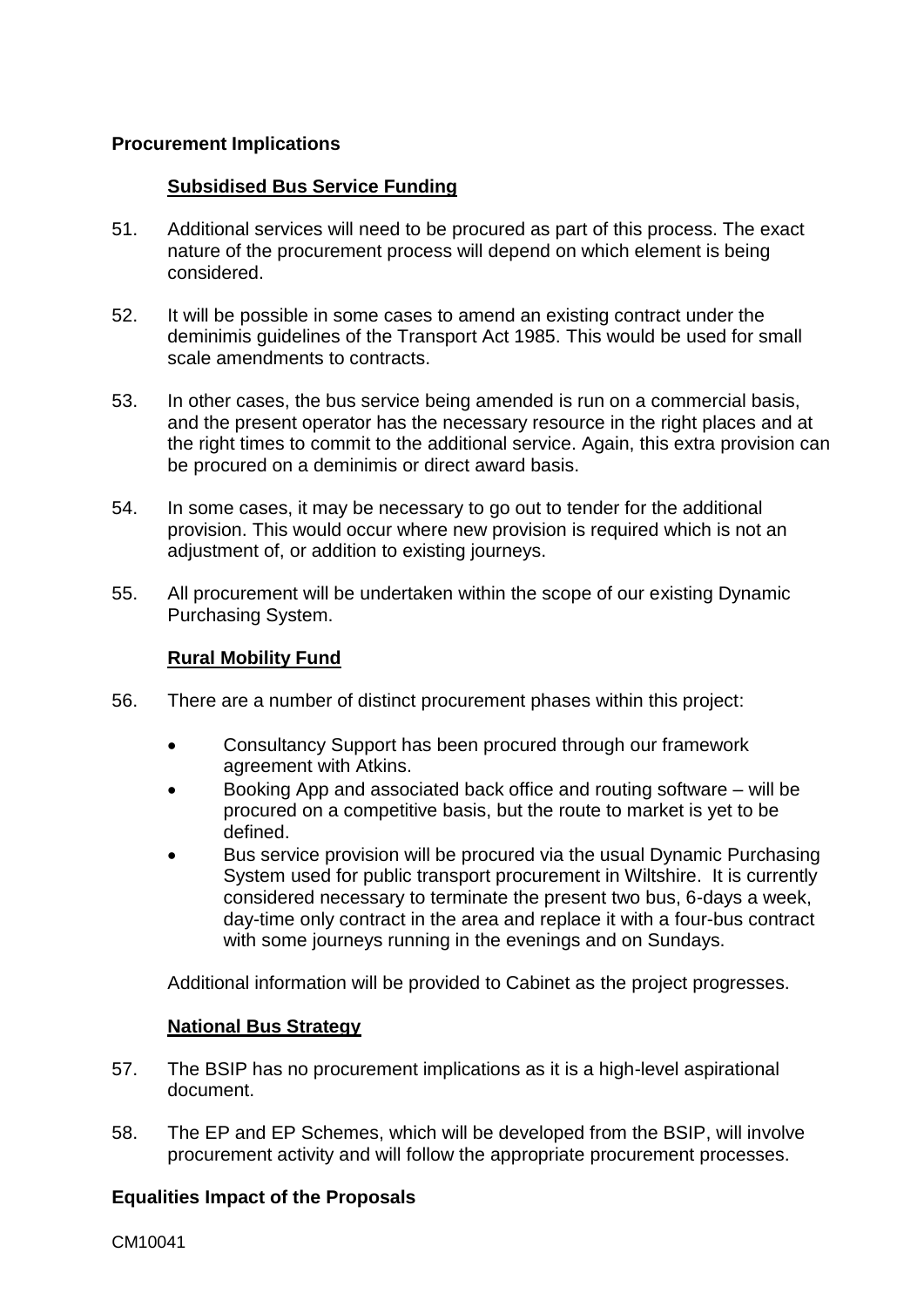**Procurement Implications**

**Subsidised Bus Service Funding**

51. Additional services will need to be procured as part of this process. The exact nature of the procurement process will depend on which element is being considered.

52. It will be possible in some cases to amend an existing contract under the deminimis guidelines of the Transport Act 1985. This would be used for small scale amendments to contracts.

53. In other cases, the bus service being amended is run on a commercial basis, and the present operator has the necessary resource in the right places and at the right times to commit to the additional service. Again, this extra provision can be procured on a deminimis or direct award basis.

54. In some cases, it may be necessary to go out to tender for the additional provision. This would occur where new provision is required which is not an adjustment of, or addition to existing journeys.

55. All procurement will be undertaken within the scope of our existing Dynamic Purchasing System.

**Rural Mobility Fund**

56. There are a number of distinct procurement phases within this project:

- Consultancy Support has been procured through our framework agreement with Atkins.
- Booking App and associated back office and routing software – will be procured on a competitive basis, but the route to market is yet to be defined.
- Bus service provision will be procured via the usual Dynamic Purchasing System used for public transport procurement in Wiltshire. It is currently considered necessary to terminate the present two bus, 6-days a week, day-time only contract in the area and replace it with a four-bus contract with some journeys running in the evenings and on Sundays.

Additional information will be provided to Cabinet as the project progresses.

**National Bus Strategy**

57. The BSIP has no procurement implications as it is a high-level aspirational document.

58. The EP and EP Schemes, which will be developed from the BSIP, will involve procurement activity and will follow the appropriate procurement processes.

**Equalities Impact of the Proposals**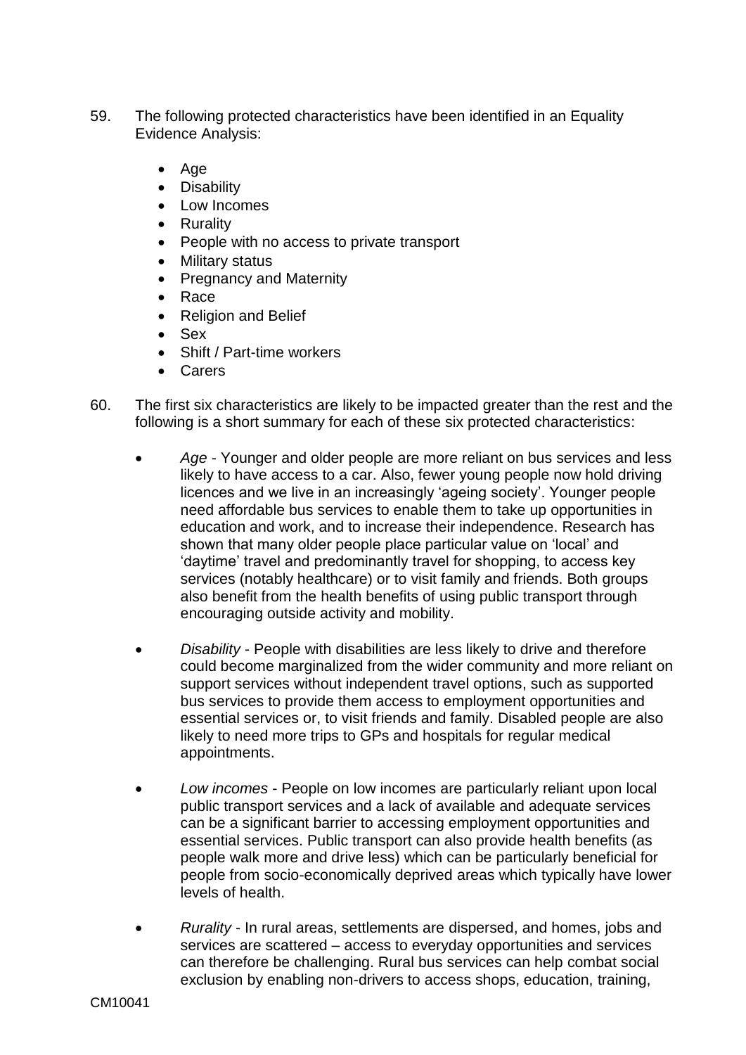59. The following protected characteristics have been identified in an Equality Evidence Analysis:

    - Age
    - Disability
    - Low Incomes
    - Rurality
    - People with no access to private transport
    - Military status
    - Pregnancy and Maternity
    - Race
    - Religion and Belief
    - Sex
    - Shift / Part-time workers
    - Carers

60. The first six characteristics are likely to be impacted greater than the rest and the following is a short summary for each of these six protected characteristics:

    - *Age* - Younger and older people are more reliant on bus services and less likely to have access to a car. Also, fewer young people now hold driving licences and we live in an increasingly 'ageing society'. Younger people need affordable bus services to enable them to take up opportunities in education and work, and to increase their independence. Research has shown that many older people place particular value on 'local' and 'daytime' travel and predominantly travel for shopping, to access key services (notably healthcare) or to visit family and friends. Both groups also benefit from the health benefits of using public transport through encouraging outside activity and mobility.

    - *Disability* - People with disabilities are less likely to drive and therefore could become marginalized from the wider community and more reliant on support services without independent travel options, such as supported bus services to provide them access to employment opportunities and essential services or, to visit friends and family. Disabled people are also likely to need more trips to GPs and hospitals for regular medical appointments.

    - *Low incomes* - People on low incomes are particularly reliant upon local public transport services and a lack of available and adequate services can be a significant barrier to accessing employment opportunities and essential services. Public transport can also provide health benefits (as people walk more and drive less) which can be particularly beneficial for people from socio-economically deprived areas which typically have lower levels of health.

    - *Rurality* - In rural areas, settlements are dispersed, and homes, jobs and services are scattered – access to everyday opportunities and services can therefore be challenging. Rural bus services can help combat social exclusion by enabling non-drivers to access shops, education, training,

CM10041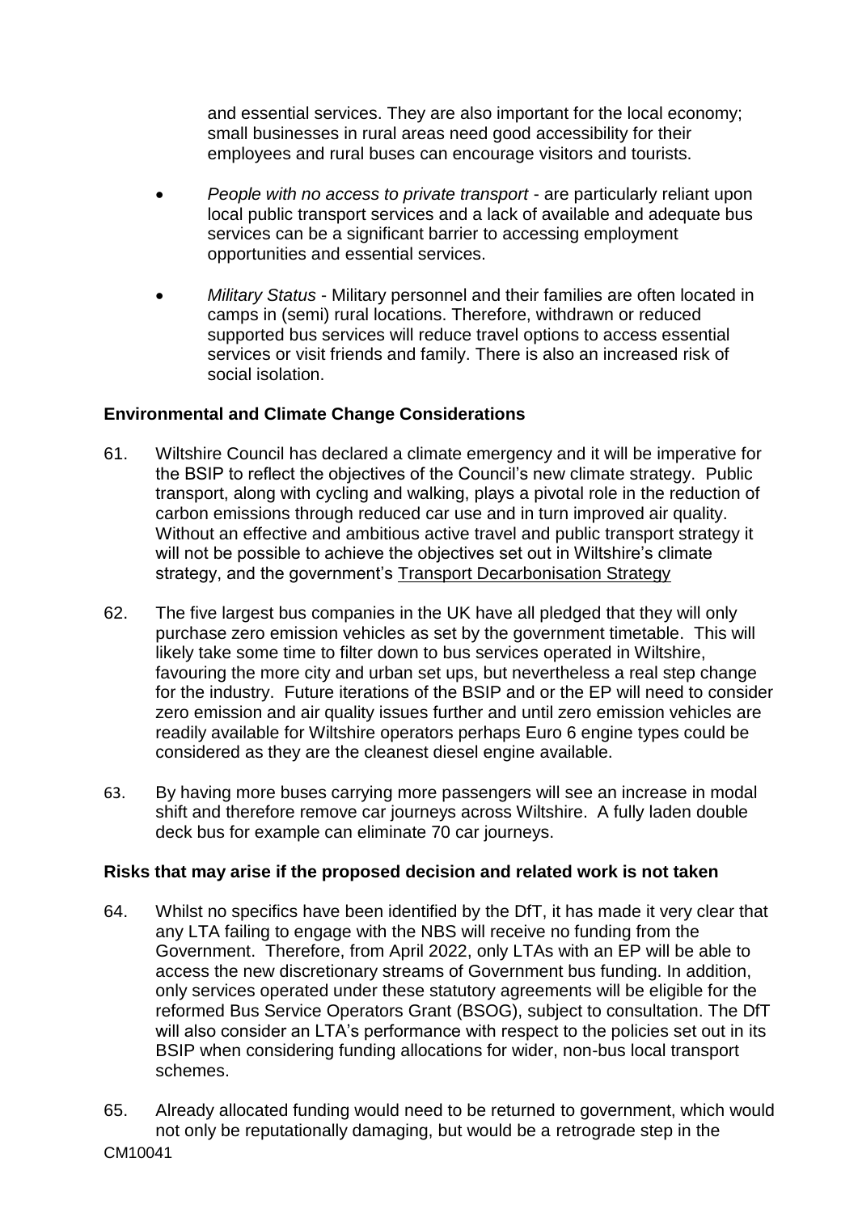and essential services. They are also important for the local economy; small businesses in rural areas need good accessibility for their employees and rural buses can encourage visitors and tourists.

- *People with no access to private transport* - are particularly reliant upon local public transport services and a lack of available and adequate bus services can be a significant barrier to accessing employment opportunities and essential services.

- *Military Status* - Military personnel and their families are often located in camps in (semi) rural locations. Therefore, withdrawn or reduced supported bus services will reduce travel options to access essential services or visit friends and family. There is also an increased risk of social isolation.

**Environmental and Climate Change Considerations**

61. Wiltshire Council has declared a climate emergency and it will be imperative for the BSIP to reflect the objectives of the Council's new climate strategy. Public transport, along with cycling and walking, plays a pivotal role in the reduction of carbon emissions through reduced car use and in turn improved air quality. Without an effective and ambitious active travel and public transport strategy it will not be possible to achieve the objectives set out in Wiltshire's climate strategy, and the government's Transport Decarbonisation Strategy

62. The five largest bus companies in the UK have all pledged that they will only purchase zero emission vehicles as set by the government timetable. This will likely take some time to filter down to bus services operated in Wiltshire, favouring the more city and urban set ups, but nevertheless a real step change for the industry. Future iterations of the BSIP and or the EP will need to consider zero emission and air quality issues further and until zero emission vehicles are readily available for Wiltshire operators perhaps Euro 6 engine types could be considered as they are the cleanest diesel engine available.

63. By having more buses carrying more passengers will see an increase in modal shift and therefore remove car journeys across Wiltshire. A fully laden double deck bus for example can eliminate 70 car journeys.

**Risks that may arise if the proposed decision and related work is not taken**

64. Whilst no specifics have been identified by the DfT, it has made it very clear that any LTA failing to engage with the NBS will receive no funding from the Government. Therefore, from April 2022, only LTAs with an EP will be able to access the new discretionary streams of Government bus funding. In addition, only services operated under these statutory agreements will be eligible for the reformed Bus Service Operators Grant (BSOG), subject to consultation. The DfT will also consider an LTA's performance with respect to the policies set out in its BSIP when considering funding allocations for wider, non-bus local transport schemes.

65. Already allocated funding would need to be returned to government, which would not only be reputationally damaging, but would be a retrograde step in the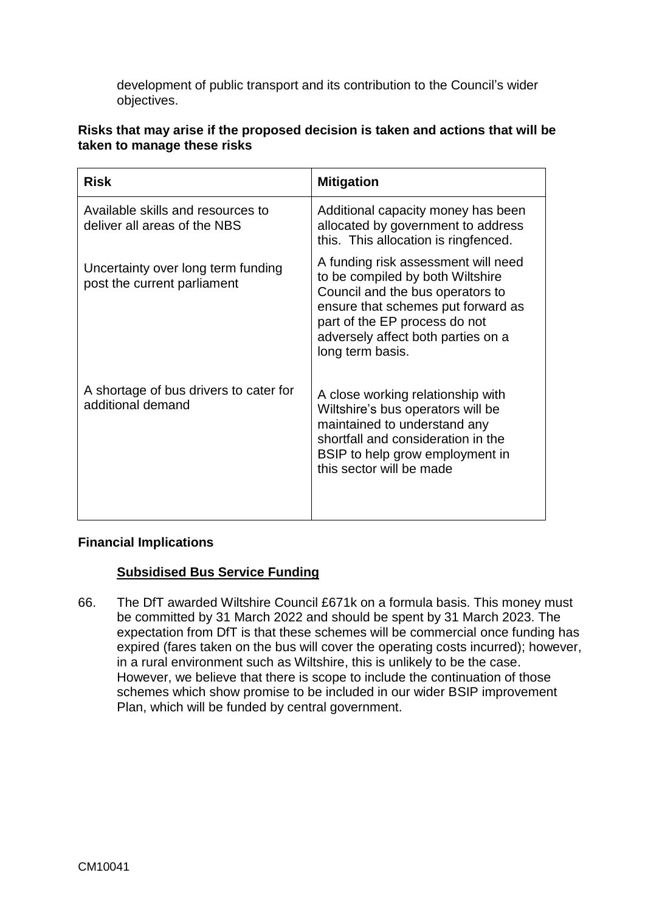development of public transport and its contribution to the Council's wider objectives.

**Risks that may arise if the proposed decision is taken and actions that will be taken to manage these risks**

| Risk | Mitigation |
| --- | --- |
| Available skills and resources to deliver all areas of the NBS | Additional capacity money has been allocated by government to address this. This allocation is ringfenced. |
| Uncertainty over long term funding post the current parliament | A funding risk assessment will need to be compiled by both Wiltshire Council and the bus operators to ensure that schemes put forward as part of the EP process do not adversely affect both parties on a long term basis. |
| A shortage of bus drivers to cater for additional demand | A close working relationship with Wiltshire's bus operators will be maintained to understand any shortfall and consideration in the BSIP to help grow employment in this sector will be made |

**Financial Implications**

**<u>Subsidised Bus Service Funding</u>**

66. The DfT awarded Wiltshire Council £671k on a formula basis. This money must be committed by 31 March 2022 and should be spent by 31 March 2023. The expectation from DfT is that these schemes will be commercial once funding has expired (fares taken on the bus will cover the operating costs incurred); however, in a rural environment such as Wiltshire, this is unlikely to be the case. However, we believe that there is scope to include the continuation of those schemes which show promise to be included in our wider BSIP improvement Plan, which will be funded by central government.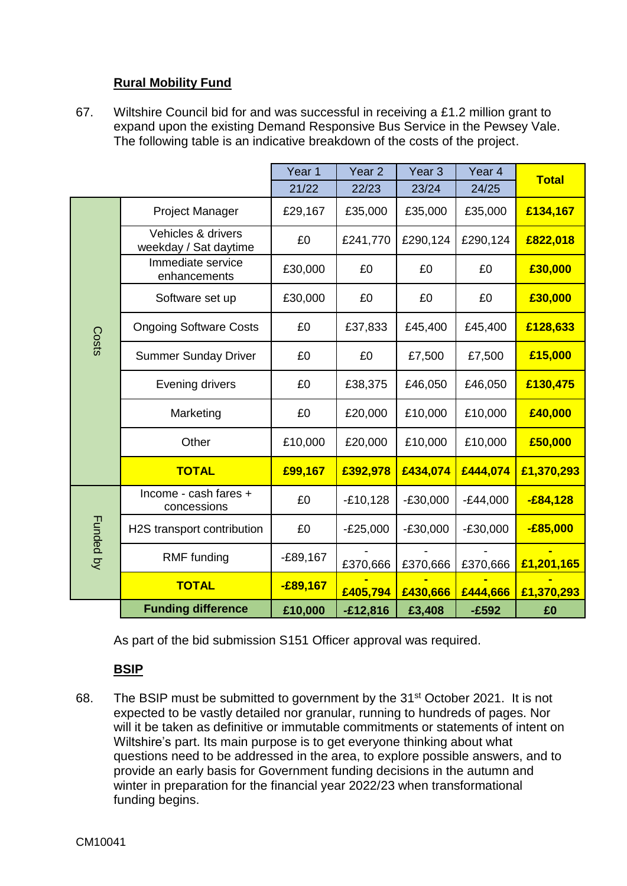**Rural Mobility Fund**

67. Wiltshire Council bid for and was successful in receiving a £1.2 million grant to expand upon the existing Demand Responsive Bus Service in the Pewsey Vale. The following table is an indicative breakdown of the costs of the project.

| | | Year 1 | Year 2 | Year 3 | Year 4 | Total |
|---|---|---|---|---|---|---|
| | | 21/22 | 22/23 | 23/24 | 24/25 | |
| Costs | Project Manager | £29,167 | £35,000 | £35,000 | £35,000 | **£134,167** |
| | Vehicles & drivers weekday / Sat daytime | £0 | £241,770 | £290,124 | £290,124 | **£822,018** |
| | Immediate service enhancements | £30,000 | £0 | £0 | £0 | **£30,000** |
| | Software set up | £30,000 | £0 | £0 | £0 | **£30,000** |
| | Ongoing Software Costs | £0 | £37,833 | £45,400 | £45,400 | **£128,633** |
| | Summer Sunday Driver | £0 | £0 | £7,500 | £7,500 | **£15,000** |
| | Evening drivers | £0 | £38,375 | £46,050 | £46,050 | **£130,475** |
| | Marketing | £0 | £20,000 | £10,000 | £10,000 | **£40,000** |
| | Other | £10,000 | £20,000 | £10,000 | £10,000 | **£50,000** |
| | **TOTAL** | **£99,167** | **£392,978** | **£434,074** | **£444,074** | **£1,370,293** |
| Funded by | Income - cash fares + concessions | £0 | -£10,128 | -£30,000 | -£44,000 | **-£84,128** |
| | H2S transport contribution | £0 | -£25,000 | -£30,000 | -£30,000 | **-£85,000** |
| | RMF funding | -£89,167 | -£370,666 | -£370,666 | -£370,666 | **-£1,201,165** |
| | **TOTAL** | **-£89,167** | **-£405,794** | **-£430,666** | **-£444,666** | **-£1,370,293** |
| | **Funding difference** | **£10,000** | **-£12,816** | **£3,408** | **-£592** | **£0** |

As part of the bid submission S151 Officer approval was required.

**BSIP**

68. The BSIP must be submitted to government by the 31st October 2021. It is not expected to be vastly detailed nor granular, running to hundreds of pages. Nor will it be taken as definitive or immutable commitments or statements of intent on Wiltshire's part. Its main purpose is to get everyone thinking about what questions need to be addressed in the area, to explore possible answers, and to provide an early basis for Government funding decisions in the autumn and winter in preparation for the financial year 2022/23 when transformational funding begins.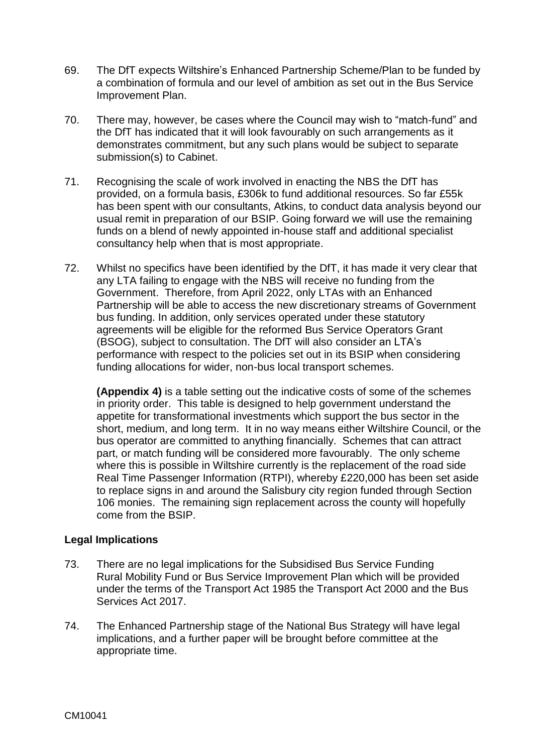69. The DfT expects Wiltshire's Enhanced Partnership Scheme/Plan to be funded by a combination of formula and our level of ambition as set out in the Bus Service Improvement Plan.

70. There may, however, be cases where the Council may wish to "match-fund" and the DfT has indicated that it will look favourably on such arrangements as it demonstrates commitment, but any such plans would be subject to separate submission(s) to Cabinet.

71. Recognising the scale of work involved in enacting the NBS the DfT has provided, on a formula basis, £306k to fund additional resources. So far £55k has been spent with our consultants, Atkins, to conduct data analysis beyond our usual remit in preparation of our BSIP. Going forward we will use the remaining funds on a blend of newly appointed in-house staff and additional specialist consultancy help when that is most appropriate.

72. Whilst no specifics have been identified by the DfT, it has made it very clear that any LTA failing to engage with the NBS will receive no funding from the Government. Therefore, from April 2022, only LTAs with an Enhanced Partnership will be able to access the new discretionary streams of Government bus funding. In addition, only services operated under these statutory agreements will be eligible for the reformed Bus Service Operators Grant (BSOG), subject to consultation. The DfT will also consider an LTA's performance with respect to the policies set out in its BSIP when considering funding allocations for wider, non-bus local transport schemes.

**(Appendix 4)** is a table setting out the indicative costs of some of the schemes in priority order. This table is designed to help government understand the appetite for transformational investments which support the bus sector in the short, medium, and long term. It in no way means either Wiltshire Council, or the bus operator are committed to anything financially. Schemes that can attract part, or match funding will be considered more favourably. The only scheme where this is possible in Wiltshire currently is the replacement of the road side Real Time Passenger Information (RTPI), whereby £220,000 has been set aside to replace signs in and around the Salisbury city region funded through Section 106 monies. The remaining sign replacement across the county will hopefully come from the BSIP.

### Legal Implications

73. There are no legal implications for the Subsidised Bus Service Funding Rural Mobility Fund or Bus Service Improvement Plan which will be provided under the terms of the Transport Act 1985 the Transport Act 2000 and the Bus Services Act 2017.

74. The Enhanced Partnership stage of the National Bus Strategy will have legal implications, and a further paper will be brought before committee at the appropriate time.

CM10041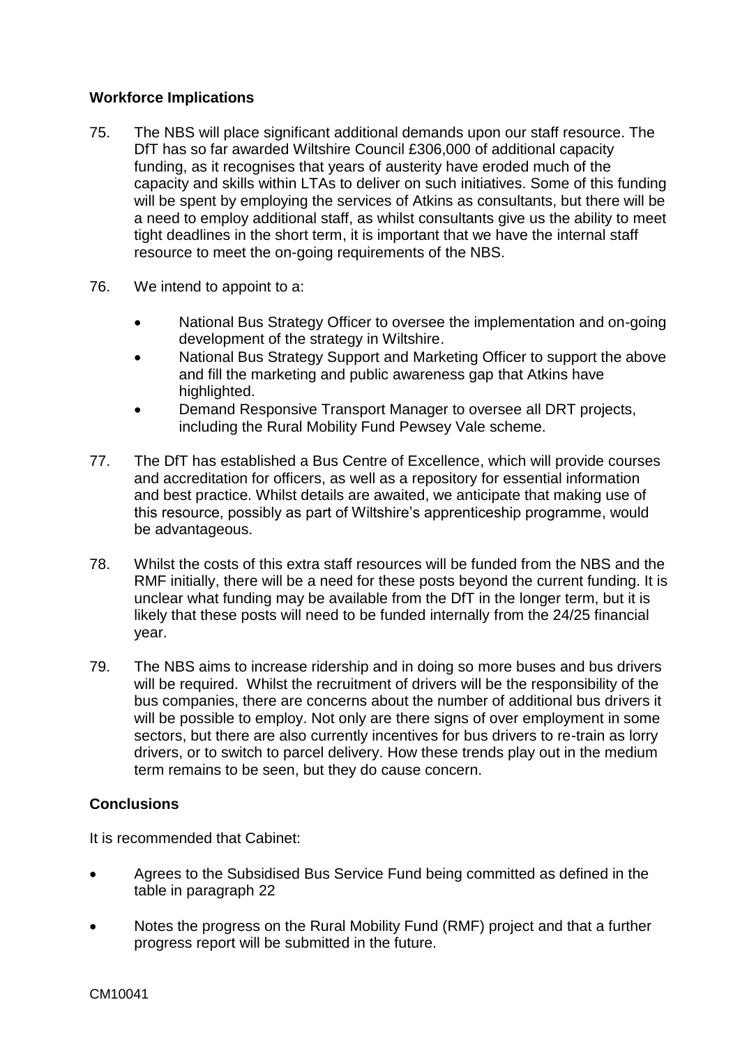**Workforce Implications**

75. The NBS will place significant additional demands upon our staff resource. The DfT has so far awarded Wiltshire Council £306,000 of additional capacity funding, as it recognises that years of austerity have eroded much of the capacity and skills within LTAs to deliver on such initiatives. Some of this funding will be spent by employing the services of Atkins as consultants, but there will be a need to employ additional staff, as whilst consultants give us the ability to meet tight deadlines in the short term, it is important that we have the internal staff resource to meet the on-going requirements of the NBS.

76. We intend to appoint to a:

   - National Bus Strategy Officer to oversee the implementation and on-going development of the strategy in Wiltshire.
   - National Bus Strategy Support and Marketing Officer to support the above and fill the marketing and public awareness gap that Atkins have highlighted.
   - Demand Responsive Transport Manager to oversee all DRT projects, including the Rural Mobility Fund Pewsey Vale scheme.

77. The DfT has established a Bus Centre of Excellence, which will provide courses and accreditation for officers, as well as a repository for essential information and best practice. Whilst details are awaited, we anticipate that making use of this resource, possibly as part of Wiltshire's apprenticeship programme, would be advantageous.

78. Whilst the costs of this extra staff resources will be funded from the NBS and the RMF initially, there will be a need for these posts beyond the current funding. It is unclear what funding may be available from the DfT in the longer term, but it is likely that these posts will need to be funded internally from the 24/25 financial year.

79. The NBS aims to increase ridership and in doing so more buses and bus drivers will be required. Whilst the recruitment of drivers will be the responsibility of the bus companies, there are concerns about the number of additional bus drivers it will be possible to employ. Not only are there signs of over employment in some sectors, but there are also currently incentives for bus drivers to re-train as lorry drivers, or to switch to parcel delivery. How these trends play out in the medium term remains to be seen, but they do cause concern.

**Conclusions**

It is recommended that Cabinet:

- Agrees to the Subsidised Bus Service Fund being committed as defined in the table in paragraph 22
- Notes the progress on the Rural Mobility Fund (RMF) project and that a further progress report will be submitted in the future.

CM10041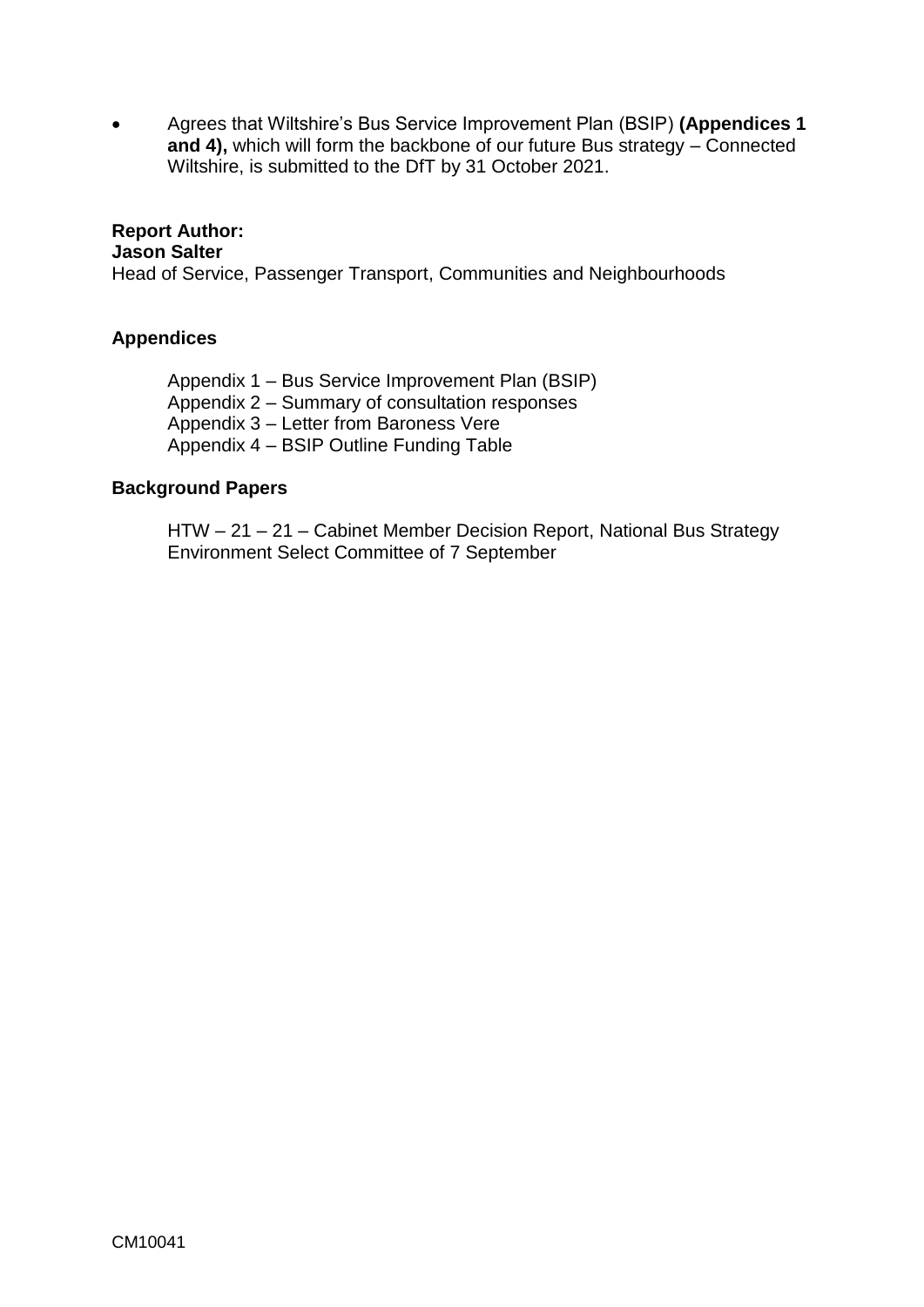- Agrees that Wiltshire's Bus Service Improvement Plan (BSIP) **(Appendices 1 and 4),** which will form the backbone of our future Bus strategy – Connected Wiltshire, is submitted to the DfT by 31 October 2021.

**Report Author:**
**Jason Salter**
Head of Service, Passenger Transport, Communities and Neighbourhoods

**Appendices**

Appendix 1 – Bus Service Improvement Plan (BSIP)
Appendix 2 – Summary of consultation responses
Appendix 3 – Letter from Baroness Vere
Appendix 4 – BSIP Outline Funding Table

**Background Papers**

HTW – 21 – 21 – Cabinet Member Decision Report, National Bus Strategy
Environment Select Committee of 7 September

CM10041